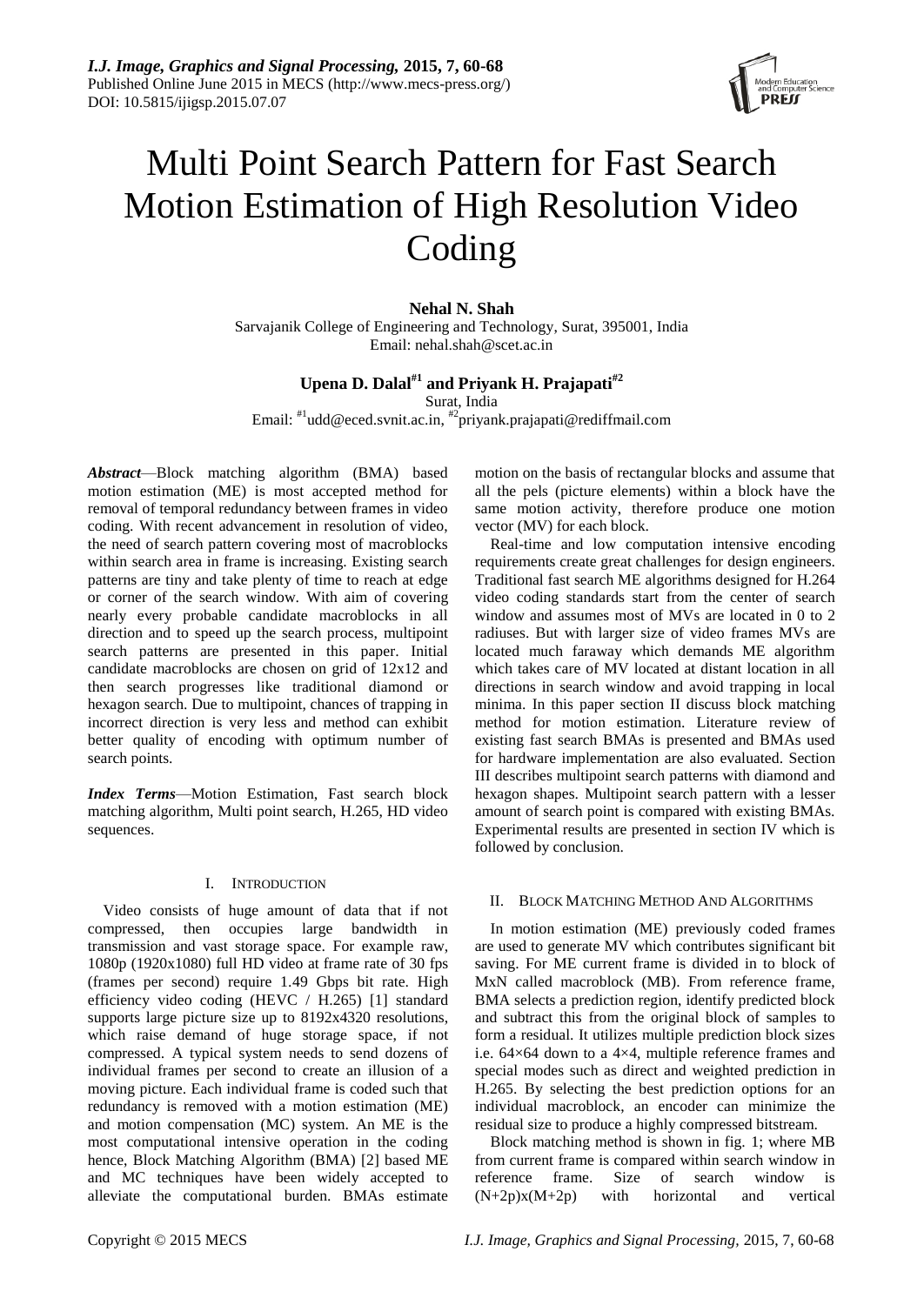# Multi Point Search Pattern for Fast Search Motion Estimation of High Resolution Video Coding

**Nehal N. Shah**

Sarvajanik College of Engineering and Technology, Surat, 395001, India
Email: nehal.shah@scet.ac.in

**Upena D. Dalal[#1] and Priyank H. Prajapati[#2]**

Surat, India
Email: [#1]udd@eced.svnit.ac.in, [#2]priyank.prajapati@rediffmail.com

***Abstract***—Block matching algorithm (BMA) based motion estimation (ME) is most accepted method for removal of temporal redundancy between frames in video coding. With recent advancement in resolution of video, the need of search pattern covering most of macroblocks within search area in frame is increasing. Existing search patterns are tiny and take plenty of time to reach at edge or corner of the search window. With aim of covering nearly every probable candidate macroblocks in all direction and to speed up the search process, multipoint search patterns are presented in this paper. Initial candidate macroblocks are chosen on grid of 12x12 and then search progresses like traditional diamond or hexagon search. Due to multipoint, chances of trapping in incorrect direction is very less and method can exhibit better quality of encoding with optimum number of search points.

***Index Terms***—Motion Estimation, Fast search block matching algorithm, Multi point search, H.265, HD video sequences.

## I. Introduction

Video consists of huge amount of data that if not compressed, then occupies large bandwidth in transmission and vast storage space. For example raw, 1080p (1920x1080) full HD video at frame rate of 30 fps (frames per second) require 1.49 Gbps bit rate. High efficiency video coding (HEVC / H.265) [1] standard supports large picture size up to 8192x4320 resolutions, which raise demand of huge storage space, if not compressed. A typical system needs to send dozens of individual frames per second to create an illusion of a moving picture. Each individual frame is coded such that redundancy is removed with a motion estimation (ME) and motion compensation (MC) system. An ME is the most computational intensive operation in the coding hence, Block Matching Algorithm (BMA) [2] based ME and MC techniques have been widely accepted to alleviate the computational burden. BMAs estimate motion on the basis of rectangular blocks and assume that all the pels (picture elements) within a block have the same motion activity, therefore produce one motion vector (MV) for each block.

Real-time and low computation intensive encoding requirements create great challenges for design engineers. Traditional fast search ME algorithms designed for H.264 video coding standards start from the center of search window and assumes most of MVs are located in 0 to 2 radiuses. But with larger size of video frames MVs are located much faraway which demands ME algorithm which takes care of MV located at distant location in all directions in search window and avoid trapping in local minima. In this paper section II discuss block matching method for motion estimation. Literature review of existing fast search BMAs is presented and BMAs used for hardware implementation are also evaluated. Section III describes multipoint search patterns with diamond and hexagon shapes. Multipoint search pattern with a lesser amount of search point is compared with existing BMAs. Experimental results are presented in section IV which is followed by conclusion.

## II. Block Matching Method And Algorithms

In motion estimation (ME) previously coded frames are used to generate MV which contributes significant bit saving. For ME current frame is divided in to block of MxN called macroblock (MB). From reference frame, BMA selects a prediction region, identify predicted block and subtract this from the original block of samples to form a residual. It utilizes multiple prediction block sizes i.e. 64×64 down to a 4×4, multiple reference frames and special modes such as direct and weighted prediction in H.265. By selecting the best prediction options for an individual macroblock, an encoder can minimize the residual size to produce a highly compressed bitstream.

Block matching method is shown in fig. 1; where MB from current frame is compared within search window in reference frame. Size of search window is (N+2p)x(M+2p) with horizontal and vertical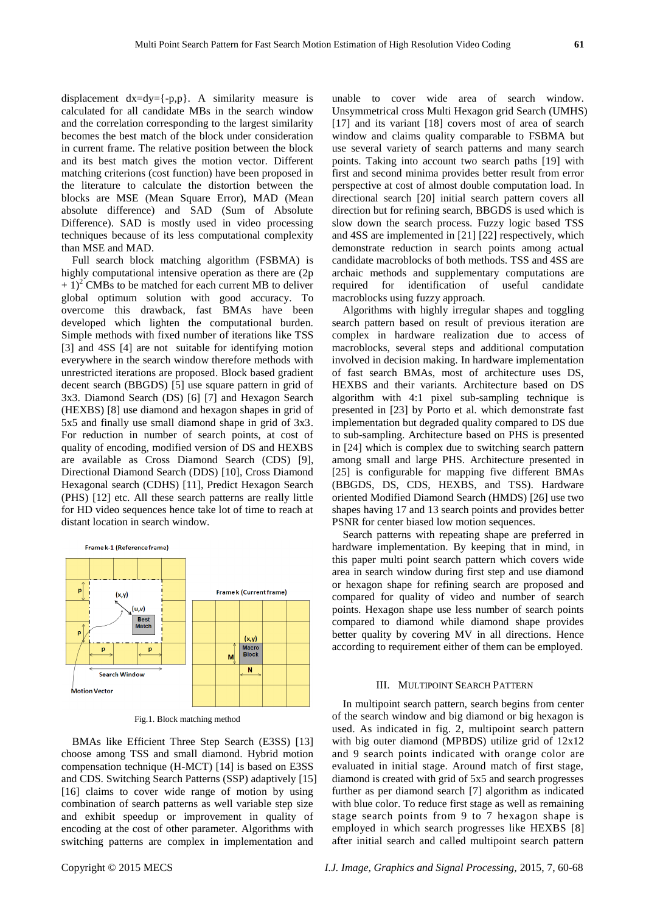displacement dx=dy={-p,p}. A similarity measure is calculated for all candidate MBs in the search window and the correlation corresponding to the largest similarity becomes the best match of the block under consideration in current frame. The relative position between the block and its best match gives the motion vector. Different matching criterions (cost function) have been proposed in the literature to calculate the distortion between the blocks are MSE (Mean Square Error), MAD (Mean absolute difference) and SAD (Sum of Absolute Difference). SAD is mostly used in video processing techniques because of its less computational complexity than MSE and MAD.

Full search block matching algorithm (FSBMA) is highly computational intensive operation as there are $(2p + 1)^2$ CMBs to be matched for each current MB to deliver global optimum solution with good accuracy. To overcome this drawback, fast BMAs have been developed which lighten the computational burden. Simple methods with fixed number of iterations like TSS [3] and 4SS [4] are not suitable for identifying motion everywhere in the search window therefore methods with unrestricted iterations are proposed. Block based gradient decent search (BBGDS) [5] use square pattern in grid of 3x3. Diamond Search (DS) [6] [7] and Hexagon Search (HEXBS) [8] use diamond and hexagon shapes in grid of 5x5 and finally use small diamond shape in grid of 3x3. For reduction in number of search points, at cost of quality of encoding, modified version of DS and HEXBS are available as Cross Diamond Search (CDS) [9], Directional Diamond Search (DDS) [10], Cross Diamond Hexagonal search (CDHS) [11], Predict Hexagon Search (PHS) [12] etc. All these search patterns are really little for HD video sequences hence take lot of time to reach at distant location in search window.

Fig.1. Block matching method

BMAs like Efficient Three Step Search (E3SS) [13] choose among TSS and small diamond. Hybrid motion compensation technique (H-MCT) [14] is based on E3SS and CDS. Switching Search Patterns (SSP) adaptively [15] [16] claims to cover wide range of motion by using combination of search patterns as well variable step size and exhibit speedup or improvement in quality of encoding at the cost of other parameter. Algorithms with switching patterns are complex in implementation and unable to cover wide area of search window. Unsymmetrical cross Multi Hexagon grid Search (UMHS) [17] and its variant [18] covers most of area of search window and claims quality comparable to FSBMA but use several variety of search patterns and many search points. Taking into account two search paths [19] with first and second minima provides better result from error perspective at cost of almost double computation load. In directional search [20] initial search pattern covers all direction but for refining search, BBGDS is used which is slow down the search process. Fuzzy logic based TSS and 4SS are implemented in [21] [22] respectively, which demonstrate reduction in search points among actual candidate macroblocks of both methods. TSS and 4SS are archaic methods and supplementary computations are required for identification of useful candidate macroblocks using fuzzy approach.

Algorithms with highly irregular shapes and toggling search pattern based on result of previous iteration are complex in hardware realization due to access of macroblocks, several steps and additional computation involved in decision making. In hardware implementation of fast search BMAs, most of architecture uses DS, HEXBS and their variants. Architecture based on DS algorithm with 4:1 pixel sub-sampling technique is presented in [23] by Porto et al. which demonstrate fast implementation but degraded quality compared to DS due to sub-sampling. Architecture based on PHS is presented in [24] which is complex due to switching search pattern among small and large PHS. Architecture presented in [25] is configurable for mapping five different BMAs (BBGDS, DS, CDS, HEXBS, and TSS). Hardware oriented Modified Diamond Search (HMDS) [26] use two shapes having 17 and 13 search points and provides better PSNR for center biased low motion sequences.

Search patterns with repeating shape are preferred in hardware implementation. By keeping that in mind, in this paper multi point search pattern which covers wide area in search window during first step and use diamond or hexagon shape for refining search are proposed and compared for quality of video and number of search points. Hexagon shape use less number of search points compared to diamond while diamond shape provides better quality by covering MV in all directions. Hence according to requirement either of them can be employed.

## III. Multipoint Search Pattern

In multipoint search pattern, search begins from center of the search window and big diamond or big hexagon is used. As indicated in fig. 2, multipoint search pattern with big outer diamond (MPBDS) utilize grid of 12x12 and 9 search points indicated with orange color are evaluated in initial stage. Around match of first stage, diamond is created with grid of 5x5 and search progresses further as per diamond search [7] algorithm as indicated with blue color. To reduce first stage as well as remaining stage search points from 9 to 7 hexagon shape is employed in which search progresses like HEXBS [8] after initial search and called multipoint search pattern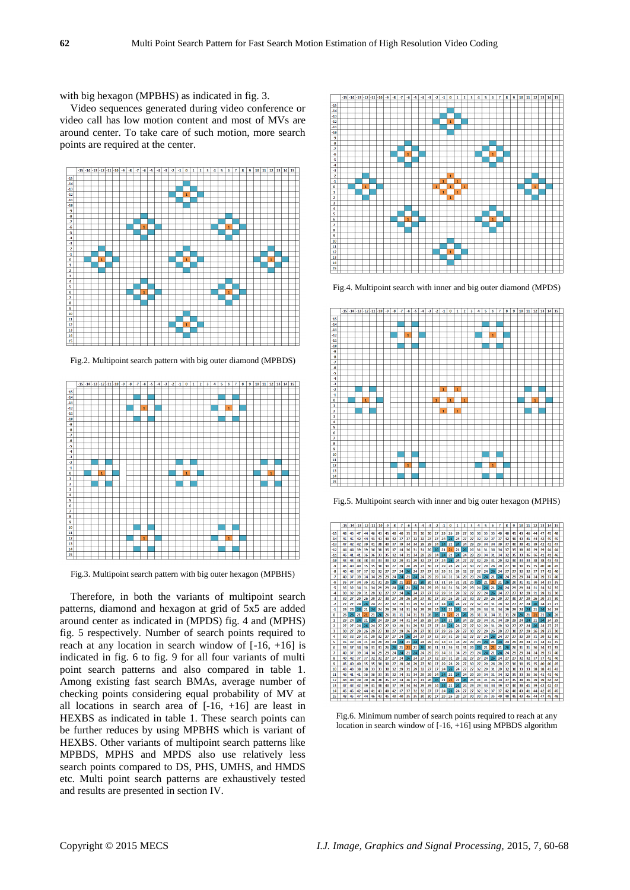with big hexagon (MPBHS) as indicated in fig. 3.

Video sequences generated during video conference or video call has low motion content and most of MVs are around center. To take care of such motion, more search points are required at the center.

Fig.2. Multipoint search pattern with big outer diamond (MPBDS)

Fig.3. Multipoint search pattern with big outer hexagon (MPBHS)

Therefore, in both the variants of multipoint search patterns, diamond and hexagon at grid of 5x5 are added around center as indicated in (MPDS) fig. 4 and (MPHS) fig. 5 respectively. Number of search points required to reach at any location in search window of [-16, +16] is indicated in fig. 6 to fig. 9 for all four variants of multi point search patterns and also compared in table 1. Among existing fast search BMAs, average number of checking points considering equal probability of MV at all locations in search area of [-16, +16] are least in HEXBS as indicated in table 1. These search points can be further reduces by using MPBHS which is variant of HEXBS. Other variants of multipoint search patterns like MPBDS, MPHS and MPDS also use relatively less search points compared to DS, PHS, UMHS, and HMDS etc. Multi point search patterns are exhaustively tested and results are presented in section IV.

Fig.4. Multipoint search with inner and big outer diamond (MPDS)

Fig.5. Multipoint search with inner and big outer hexagon (MPHS)

Fig.6. Minimum number of search points required to reach at any location in search window of [-16, +16] using MPBDS algorithm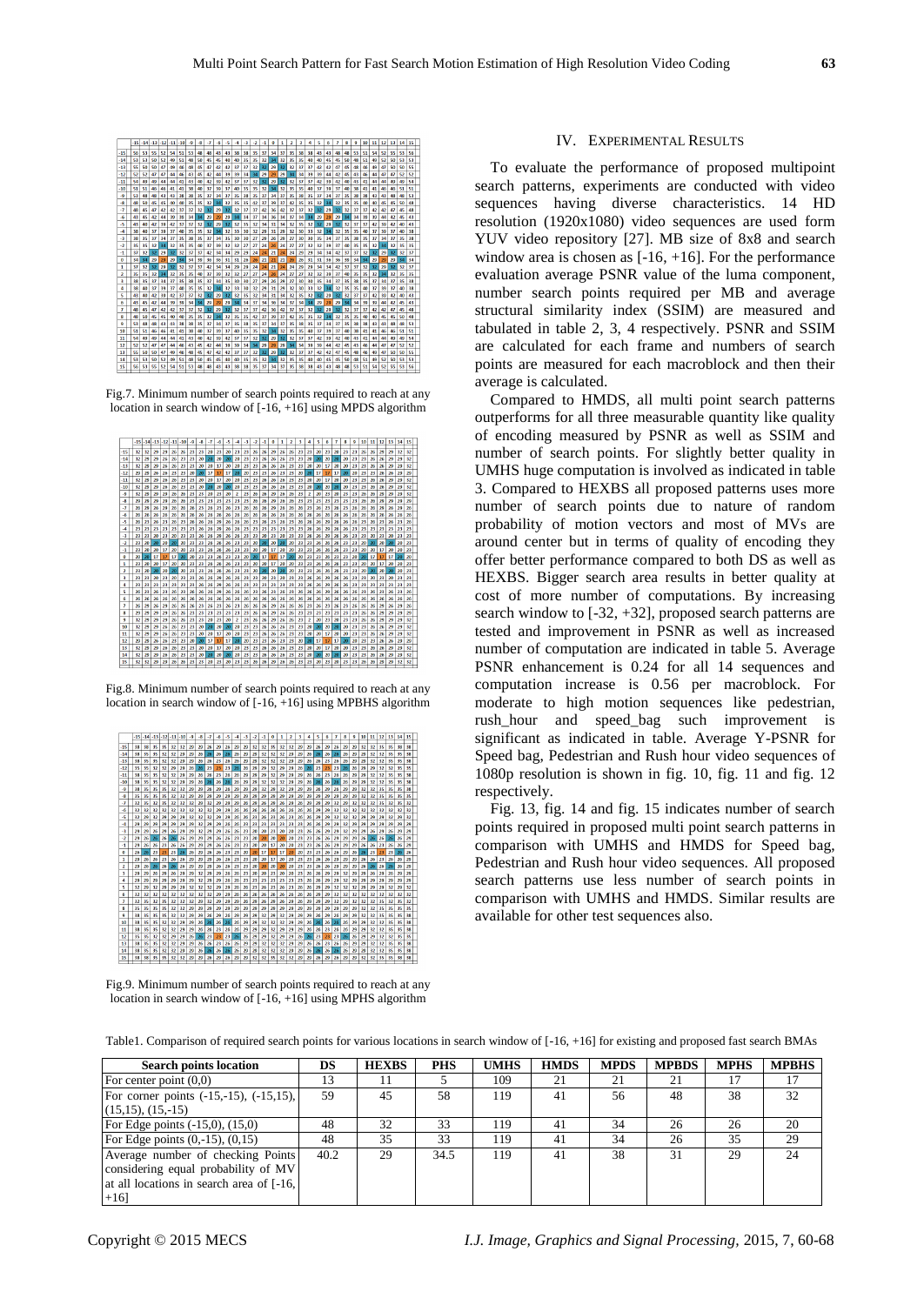Fig.7. Minimum number of search points required to reach at any location in search window of [-16, +16] using MPDS algorithm

Fig.8. Minimum number of search points required to reach at any location in search window of [-16, +16] using MPBHS algorithm

Fig.9. Minimum number of search points required to reach at any location in search window of [-16, +16] using MPHS algorithm

## IV. Experimental Results

To evaluate the performance of proposed multipoint search patterns, experiments are conducted with video sequences having diverse characteristics. 14 HD resolution (1920x1080) video sequences are used form YUV video repository [27]. MB size of 8x8 and search window area is chosen as [-16, +16]. For the performance evaluation average PSNR value of the luma component, number search points required per MB and average structural similarity index (SSIM) are measured and tabulated in table 2, 3, 4 respectively. PSNR and SSIM are calculated for each frame and numbers of search points are measured for each macroblock and then their average is calculated.

Compared to HMDS, all multi point search patterns outperforms for all three measurable quantity like quality of encoding measured by PSNR as well as SSIM and number of search points. For slightly better quality in UMHS huge computation is involved as indicated in table 3. Compared to HEXBS all proposed patterns uses more number of search points due to nature of random probability of motion vectors and most of MVs are around center but in terms of quality of encoding they offer better performance compared to both DS as well as HEXBS. Bigger search area results in better quality at cost of more number of computations. By increasing search window to [-32, +32], proposed search patterns are tested and improvement in PSNR as well as increased number of computation are indicated in table 5. Average PSNR enhancement is 0.24 for all 14 sequences and computation increase is 0.56 per macroblock. For moderate to high motion sequences like pedestrian, rush_hour and speed_bag such improvement is significant as indicated in table. Average Y-PSNR for Speed bag, Pedestrian and Rush hour video sequences of 1080p resolution is shown in fig. 10, fig. 11 and fig. 12 respectively.

Fig. 13, fig. 14 and fig. 15 indicates number of search points required in proposed multi point search patterns in comparison with UMHS and HMDS for Speed bag, Pedestrian and Rush hour video sequences. All proposed search patterns use less number of search points in comparison with UMHS and HMDS. Similar results are available for other test sequences also.

Table1. Comparison of required search points for various locations in search window of [-16, +16] for existing and proposed fast search BMAs

| Search points location | DS | HEXBS | PHS | UMHS | HMDS | MPDS | MPBDS | MPHS | MPBHS |
|---|---|---|---|---|---|---|---|---|---|
| For center point (0,0) | 13 | 11 | 5 | 109 | 21 | 21 | 21 | 17 | 17 |
| For corner points (-15,-15), (-15,15), (15,15), (15,-15) | 59 | 45 | 58 | 119 | 41 | 56 | 48 | 38 | 32 |
| For Edge points (-15,0), (15,0) | 48 | 32 | 33 | 119 | 41 | 34 | 26 | 26 | 20 |
| For Edge points (0,-15), (0,15) | 48 | 35 | 33 | 119 | 41 | 34 | 26 | 35 | 29 |
| Average number of checking Points considering equal probability of MV at all locations in search area of [-16, +16] | 40.2 | 29 | 34.5 | 119 | 41 | 38 | 31 | 29 | 24 |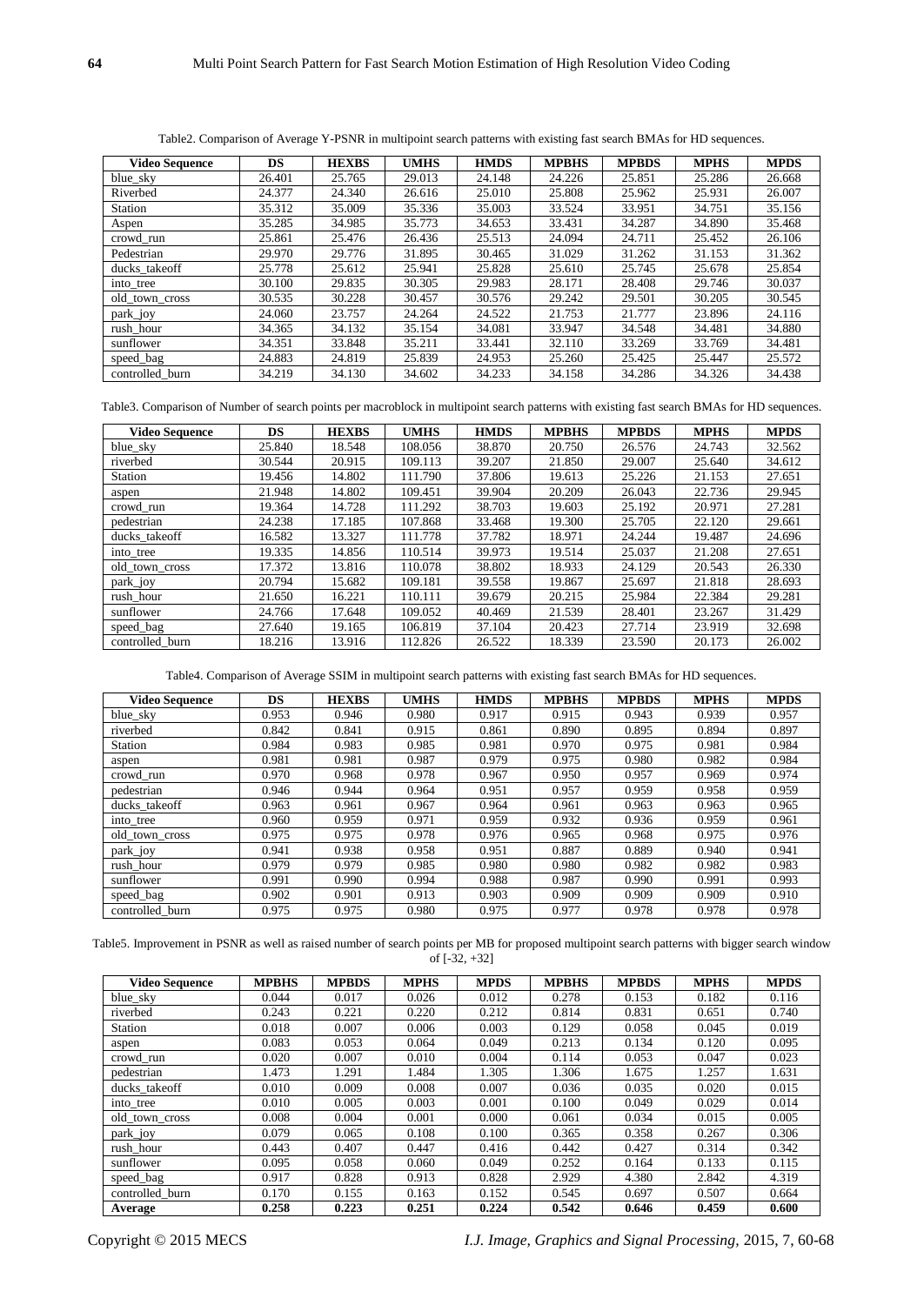Table2. Comparison of Average Y-PSNR in multipoint search patterns with existing fast search BMAs for HD sequences.

| Video Sequence | DS | HEXBS | UMHS | HMDS | MPBHS | MPBDS | MPHS | MPDS |
|---|---|---|---|---|---|---|---|---|
| blue_sky | 26.401 | 25.765 | 29.013 | 24.148 | 24.226 | 25.851 | 25.286 | 26.668 |
| Riverbed | 24.377 | 24.340 | 26.616 | 25.010 | 25.808 | 25.962 | 25.931 | 26.007 |
| Station | 35.312 | 35.009 | 35.336 | 35.003 | 33.524 | 33.951 | 34.751 | 35.156 |
| Aspen | 35.285 | 34.985 | 35.773 | 34.653 | 33.431 | 34.287 | 34.890 | 35.468 |
| crowd_run | 25.861 | 25.476 | 26.436 | 25.513 | 24.094 | 24.711 | 25.452 | 26.106 |
| Pedestrian | 29.970 | 29.776 | 31.895 | 30.465 | 31.029 | 31.262 | 31.153 | 31.362 |
| ducks_takeoff | 25.778 | 25.612 | 25.941 | 25.828 | 25.610 | 25.745 | 25.678 | 25.854 |
| into_tree | 30.100 | 29.835 | 30.305 | 29.983 | 28.171 | 28.408 | 29.746 | 30.037 |
| old_town_cross | 30.535 | 30.228 | 30.457 | 30.576 | 29.242 | 29.501 | 30.205 | 30.545 |
| park_joy | 24.060 | 23.757 | 24.264 | 24.522 | 21.753 | 21.777 | 23.896 | 24.116 |
| rush_hour | 34.365 | 34.132 | 35.154 | 34.081 | 33.947 | 34.548 | 34.481 | 34.880 |
| sunflower | 34.351 | 33.848 | 35.211 | 33.441 | 32.110 | 33.269 | 33.769 | 34.481 |
| speed_bag | 24.883 | 24.819 | 25.839 | 24.953 | 25.260 | 25.425 | 25.447 | 25.572 |
| controlled_burn | 34.219 | 34.130 | 34.602 | 34.233 | 34.158 | 34.286 | 34.326 | 34.438 |

Table3. Comparison of Number of search points per macroblock in multipoint search patterns with existing fast search BMAs for HD sequences.

| Video Sequence | DS | HEXBS | UMHS | HMDS | MPBHS | MPBDS | MPHS | MPDS |
|---|---|---|---|---|---|---|---|---|
| blue_sky | 25.840 | 18.548 | 108.056 | 38.870 | 20.750 | 26.576 | 24.743 | 32.562 |
| riverbed | 30.544 | 20.915 | 109.113 | 39.207 | 21.850 | 29.007 | 25.640 | 34.612 |
| Station | 19.456 | 14.802 | 111.790 | 37.806 | 19.613 | 25.226 | 21.153 | 27.651 |
| aspen | 21.948 | 14.802 | 109.451 | 39.904 | 20.209 | 26.043 | 22.736 | 29.945 |
| crowd_run | 19.364 | 14.728 | 111.292 | 38.703 | 19.603 | 25.192 | 20.971 | 27.281 |
| pedestrian | 24.238 | 17.185 | 107.868 | 33.468 | 19.300 | 25.705 | 22.120 | 29.661 |
| ducks_takeoff | 16.582 | 13.327 | 111.778 | 37.782 | 18.971 | 24.244 | 19.487 | 24.696 |
| into_tree | 19.335 | 14.856 | 110.514 | 39.973 | 19.514 | 25.037 | 21.208 | 27.651 |
| old_town_cross | 17.372 | 13.816 | 110.078 | 38.802 | 18.933 | 24.129 | 20.543 | 26.330 |
| park_joy | 20.794 | 15.682 | 109.181 | 39.558 | 19.867 | 25.697 | 21.818 | 28.693 |
| rush_hour | 21.650 | 16.221 | 110.111 | 39.679 | 20.215 | 25.984 | 22.384 | 29.281 |
| sunflower | 24.766 | 17.648 | 109.052 | 40.469 | 21.539 | 28.401 | 23.267 | 31.429 |
| speed_bag | 27.640 | 19.165 | 106.819 | 37.104 | 20.423 | 27.714 | 23.919 | 32.698 |
| controlled_burn | 18.216 | 13.916 | 112.826 | 26.522 | 18.339 | 23.590 | 20.173 | 26.002 |

Table4. Comparison of Average SSIM in multipoint search patterns with existing fast search BMAs for HD sequences.

| Video Sequence | DS | HEXBS | UMHS | HMDS | MPBHS | MPBDS | MPHS | MPDS |
|---|---|---|---|---|---|---|---|---|
| blue_sky | 0.953 | 0.946 | 0.980 | 0.917 | 0.915 | 0.943 | 0.939 | 0.957 |
| riverbed | 0.842 | 0.841 | 0.915 | 0.861 | 0.890 | 0.895 | 0.894 | 0.897 |
| Station | 0.984 | 0.983 | 0.985 | 0.981 | 0.970 | 0.975 | 0.981 | 0.984 |
| aspen | 0.981 | 0.981 | 0.987 | 0.979 | 0.975 | 0.980 | 0.982 | 0.984 |
| crowd_run | 0.970 | 0.968 | 0.978 | 0.967 | 0.950 | 0.957 | 0.969 | 0.974 |
| pedestrian | 0.946 | 0.944 | 0.964 | 0.951 | 0.957 | 0.959 | 0.958 | 0.959 |
| ducks_takeoff | 0.963 | 0.961 | 0.967 | 0.964 | 0.961 | 0.963 | 0.963 | 0.965 |
| into_tree | 0.960 | 0.959 | 0.971 | 0.959 | 0.932 | 0.936 | 0.959 | 0.961 |
| old_town_cross | 0.975 | 0.975 | 0.978 | 0.976 | 0.965 | 0.968 | 0.975 | 0.976 |
| park_joy | 0.941 | 0.938 | 0.958 | 0.951 | 0.887 | 0.889 | 0.940 | 0.941 |
| rush_hour | 0.979 | 0.979 | 0.985 | 0.980 | 0.980 | 0.982 | 0.982 | 0.983 |
| sunflower | 0.991 | 0.990 | 0.994 | 0.988 | 0.987 | 0.990 | 0.991 | 0.993 |
| speed_bag | 0.902 | 0.901 | 0.913 | 0.903 | 0.909 | 0.909 | 0.909 | 0.910 |
| controlled_burn | 0.975 | 0.975 | 0.980 | 0.975 | 0.977 | 0.978 | 0.978 | 0.978 |

Table5. Improvement in PSNR as well as raised number of search points per MB for proposed multipoint search patterns with bigger search window of [-32, +32]

| Video Sequence | MPBHS | MPBDS | MPHS | MPDS | MPBHS | MPBDS | MPHS | MPDS |
|---|---|---|---|---|---|---|---|---|
| blue_sky | 0.044 | 0.017 | 0.026 | 0.012 | 0.278 | 0.153 | 0.182 | 0.116 |
| riverbed | 0.243 | 0.221 | 0.220 | 0.212 | 0.814 | 0.831 | 0.651 | 0.740 |
| Station | 0.018 | 0.007 | 0.006 | 0.003 | 0.129 | 0.058 | 0.045 | 0.019 |
| aspen | 0.083 | 0.053 | 0.064 | 0.049 | 0.213 | 0.134 | 0.120 | 0.095 |
| crowd_run | 0.020 | 0.007 | 0.010 | 0.004 | 0.114 | 0.053 | 0.047 | 0.023 |
| pedestrian | 1.473 | 1.291 | 1.484 | 1.305 | 1.306 | 1.675 | 1.257 | 1.631 |
| ducks_takeoff | 0.010 | 0.009 | 0.008 | 0.007 | 0.036 | 0.035 | 0.020 | 0.015 |
| into_tree | 0.010 | 0.005 | 0.003 | 0.001 | 0.100 | 0.049 | 0.029 | 0.014 |
| old_town_cross | 0.008 | 0.004 | 0.001 | 0.000 | 0.061 | 0.034 | 0.015 | 0.005 |
| park_joy | 0.079 | 0.065 | 0.108 | 0.100 | 0.365 | 0.358 | 0.267 | 0.306 |
| rush_hour | 0.443 | 0.407 | 0.447 | 0.416 | 0.442 | 0.427 | 0.314 | 0.342 |
| sunflower | 0.095 | 0.058 | 0.060 | 0.049 | 0.252 | 0.164 | 0.133 | 0.115 |
| speed_bag | 0.917 | 0.828 | 0.913 | 0.828 | 2.929 | 4.380 | 2.842 | 4.319 |
| controlled_burn | 0.170 | 0.155 | 0.163 | 0.152 | 0.545 | 0.697 | 0.507 | 0.664 |
| **Average** | **0.258** | **0.223** | **0.251** | **0.224** | **0.542** | **0.646** | **0.459** | **0.600** |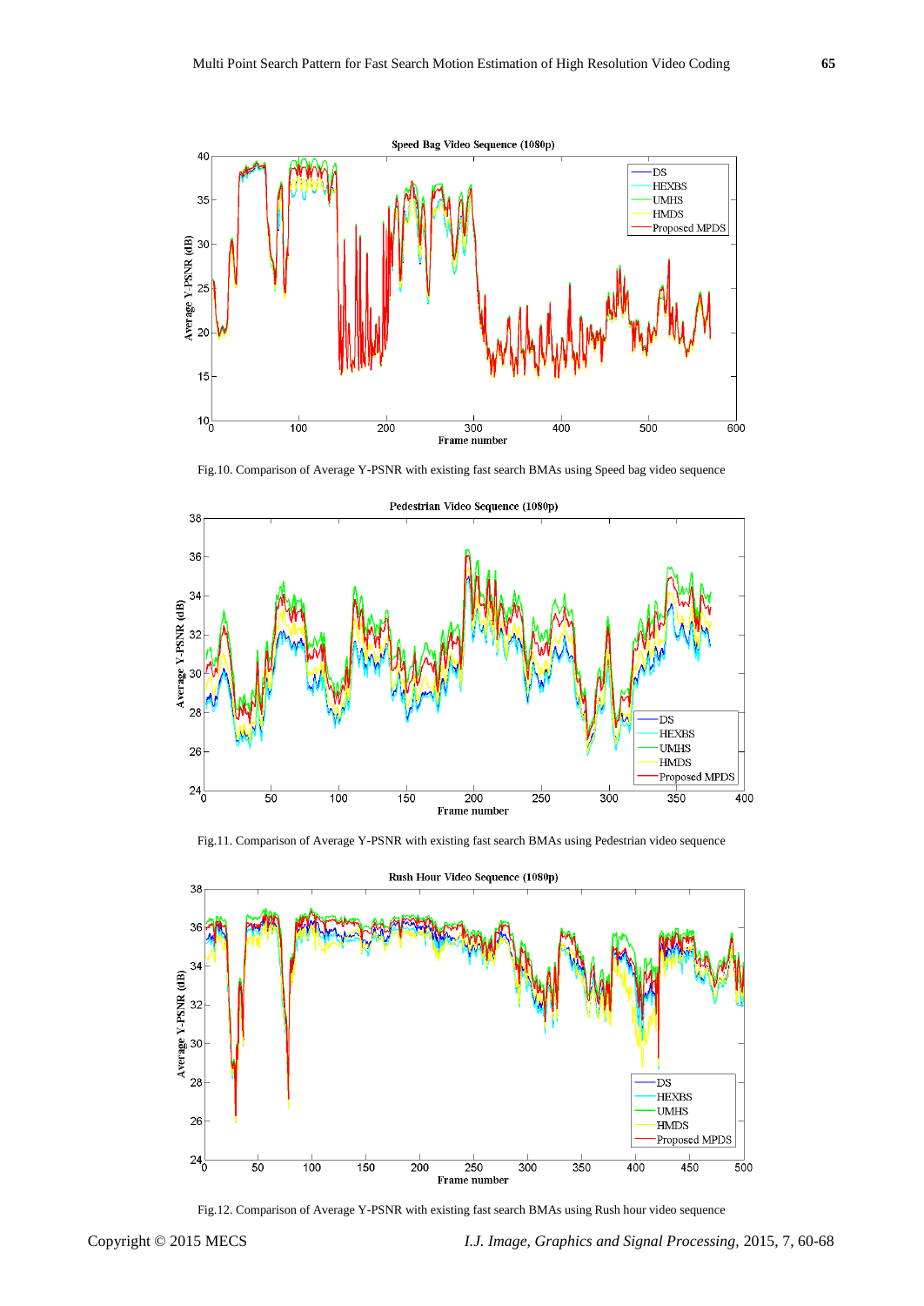Fig.10. Comparison of Average Y-PSNR with existing fast search BMAs using Speed bag video sequence

Fig.11. Comparison of Average Y-PSNR with existing fast search BMAs using Pedestrian video sequence

Fig.12. Comparison of Average Y-PSNR with existing fast search BMAs using Rush hour video sequence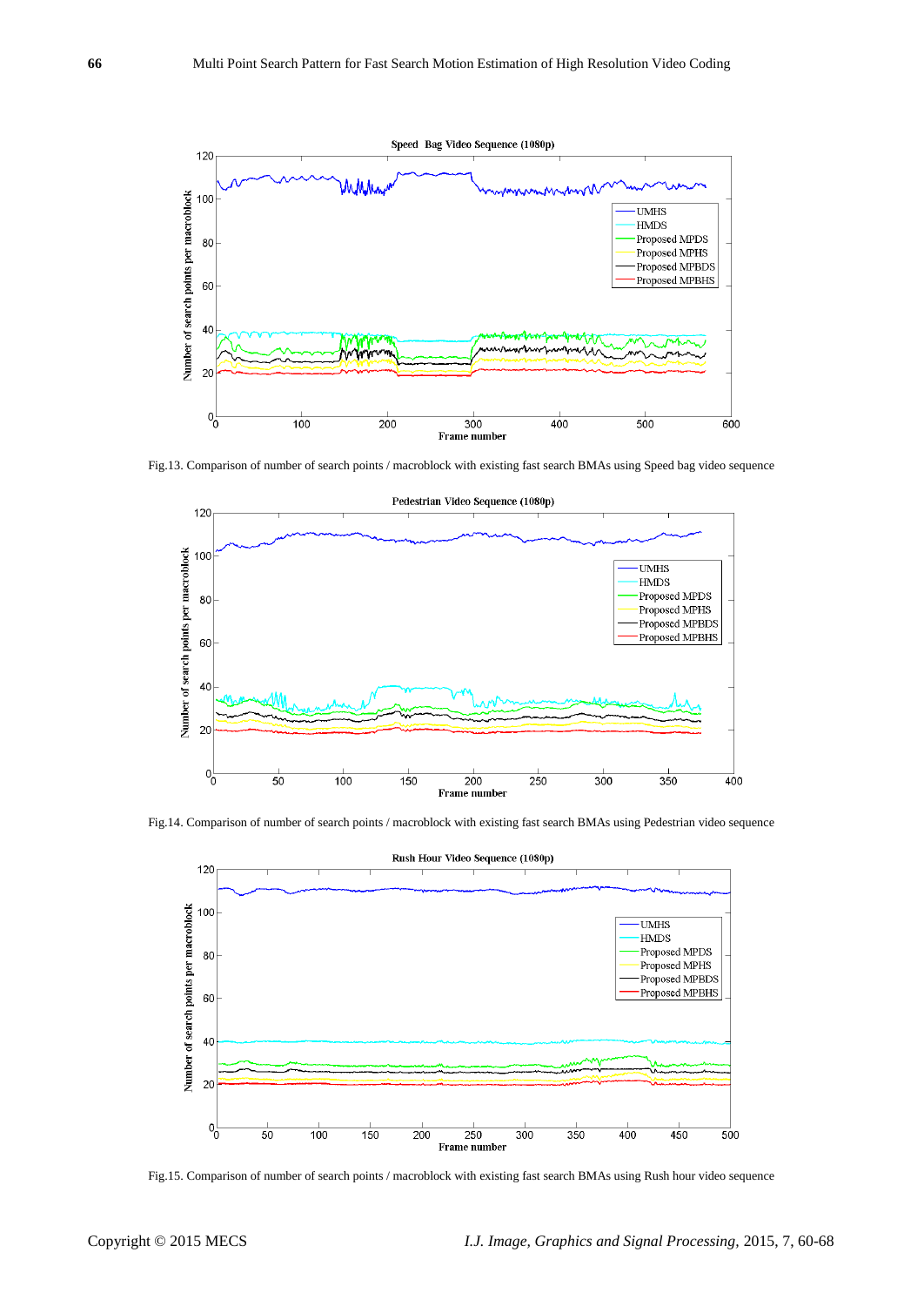Fig.13. Comparison of number of search points / macroblock with existing fast search BMAs using Speed bag video sequence

Fig.14. Comparison of number of search points / macroblock with existing fast search BMAs using Pedestrian video sequence

Fig.15. Comparison of number of search points / macroblock with existing fast search BMAs using Rush hour video sequence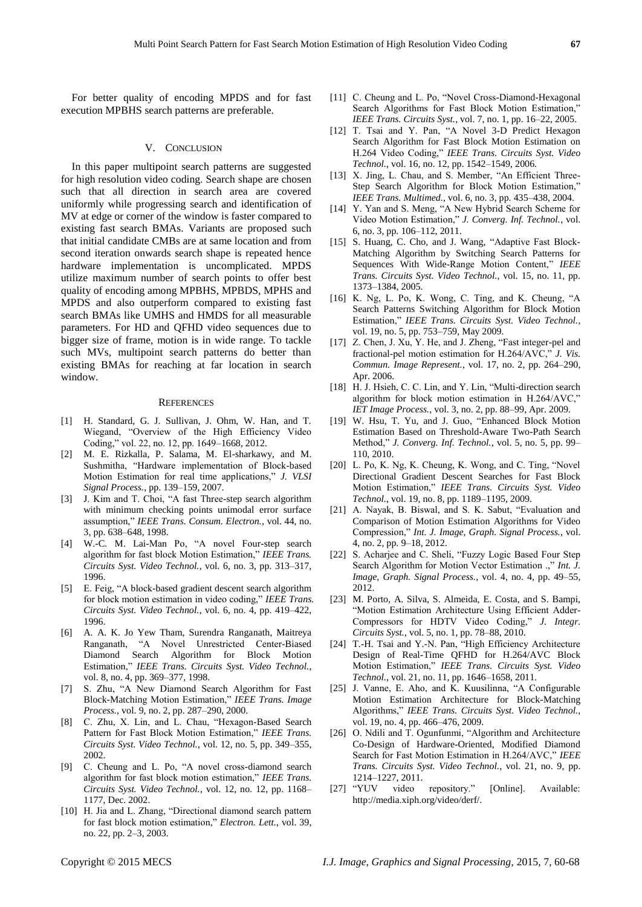For better quality of encoding MPDS and for fast execution MPBHS search patterns are preferable.

## V. CONCLUSION

In this paper multipoint search patterns are suggested for high resolution video coding. Search shape are chosen such that all direction in search area are covered uniformly while progressing search and identification of MV at edge or corner of the window is faster compared to existing fast search BMAs. Variants are proposed such that initial candidate CMBs are at same location and from second iteration onwards search shape is repeated hence hardware implementation is uncomplicated. MPDS utilize maximum number of search points to offer best quality of encoding among MPBHS, MPBDS, MPHS and MPDS and also outperform compared to existing fast search BMAs like UMHS and HMDS for all measurable parameters. For HD and QFHD video sequences due to bigger size of frame, motion is in wide range. To tackle such MVs, multipoint search patterns do better than existing BMAs for reaching at far location in search window.

## REFERENCES

[1] H. Standard, G. J. Sullivan, J. Ohm, W. Han, and T. Wiegand, "Overview of the High Efficiency Video Coding," vol. 22, no. 12, pp. 1649–1668, 2012.

[2] M. E. Rizkalla, P. Salama, M. El-sharkawy, and M. Sushmitha, "Hardware implementation of Block-based Motion Estimation for real time applications," *J. VLSI Signal Process.*, pp. 139–159, 2007.

[3] J. Kim and T. Choi, "A fast Three-step search algorithm with minimum checking points unimodal error surface assumption," *IEEE Trans. Consum. Electron.*, vol. 44, no. 3, pp. 638–648, 1998.

[4] W.-C. M. Lai-Man Po, "A novel Four-step search algorithm for fast block Motion Estimation," *IEEE Trans. Circuits Syst. Video Technol.*, vol. 6, no. 3, pp. 313–317, 1996.

[5] E. Feig, "A block-based gradient descent search algorithm for block motion estimation in video coding," *IEEE Trans. Circuits Syst. Video Technol.*, vol. 6, no. 4, pp. 419–422, 1996.

[6] A. A. K. Jo Yew Tham, Surendra Ranganath, Maitreya Ranganath, "A Novel Unrestricted Center-Biased Diamond Search Algorithm for Block Motion Estimation," *IEEE Trans. Circuits Syst. Video Technol.*, vol. 8, no. 4, pp. 369–377, 1998.

[7] S. Zhu, "A New Diamond Search Algorithm for Fast Block-Matching Motion Estimation," *IEEE Trans. Image Process.*, vol. 9, no. 2, pp. 287–290, 2000.

[8] C. Zhu, X. Lin, and L. Chau, "Hexagon-Based Search Pattern for Fast Block Motion Estimation," *IEEE Trans. Circuits Syst. Video Technol.*, vol. 12, no. 5, pp. 349–355, 2002.

[9] C. Cheung and L. Po, "A novel cross-diamond search algorithm for fast block motion estimation," *IEEE Trans. Circuits Syst. Video Technol.*, vol. 12, no. 12, pp. 1168–1177, Dec. 2002.

[10] H. Jia and L. Zhang, "Directional diamond search pattern for fast block motion estimation," *Electron. Lett.*, vol. 39, no. 22, pp. 2–3, 2003.

[11] C. Cheung and L. Po, "Novel Cross-Diamond-Hexagonal Search Algorithms for Fast Block Motion Estimation," *IEEE Trans. Circuits Syst.*, vol. 7, no. 1, pp. 16–22, 2005.

[12] T. Tsai and Y. Pan, "A Novel 3-D Predict Hexagon Search Algorithm for Fast Block Motion Estimation on H.264 Video Coding," *IEEE Trans. Circuits Syst. Video Technol.*, vol. 16, no. 12, pp. 1542–1549, 2006.

[13] X. Jing, L. Chau, and S. Member, "An Efficient Three-Step Search Algorithm for Block Motion Estimation," *IEEE Trans. Multimed.*, vol. 6, no. 3, pp. 435–438, 2004.

[14] Y. Yan and S. Meng, "A New Hybrid Search Scheme for Video Motion Estimation," *J. Converg. Inf. Technol.*, vol. 6, no. 3, pp. 106–112, 2011.

[15] S. Huang, C. Cho, and J. Wang, "Adaptive Fast Block-Matching Algorithm by Switching Search Patterns for Sequences With Wide-Range Motion Content," *IEEE Trans. Circuits Syst. Video Technol.*, vol. 15, no. 11, pp. 1373–1384, 2005.

[16] K. Ng, L. Po, K. Wong, C. Ting, and K. Cheung, "A Search Patterns Switching Algorithm for Block Motion Estimation," *IEEE Trans. Circuits Syst. Video Technol.*, vol. 19, no. 5, pp. 753–759, May 2009.

[17] Z. Chen, J. Xu, Y. He, and J. Zheng, "Fast integer-pel and fractional-pel motion estimation for H.264/AVC," *J. Vis. Commun. Image Represent.*, vol. 17, no. 2, pp. 264–290, Apr. 2006.

[18] H. J. Hsieh, C. C. Lin, and Y. Lin, "Multi-direction search algorithm for block motion estimation in H.264/AVC," *IET Image Process.*, vol. 3, no. 2, pp. 88–99, Apr. 2009.

[19] W. Hsu, T. Yu, and J. Guo, "Enhanced Block Motion Estimation Based on Threshold-Aware Two-Path Search Method," *J. Converg. Inf. Technol.*, vol. 5, no. 5, pp. 99–110, 2010.

[20] L. Po, K. Ng, K. Cheung, K. Wong, and C. Ting, "Novel Directional Gradient Descent Searches for Fast Block Motion Estimation," *IEEE Trans. Circuits Syst. Video Technol.*, vol. 19, no. 8, pp. 1189–1195, 2009.

[21] A. Nayak, B. Biswal, and S. K. Sabut, "Evaluation and Comparison of Motion Estimation Algorithms for Video Compression," *Int. J. Image, Graph. Signal Process.*, vol. 4, no. 2, pp. 9–18, 2012.

[22] S. Acharjee and C. Sheli, "Fuzzy Logic Based Four Step Search Algorithm for Motion Vector Estimation .," *Int. J. Image, Graph. Signal Process.*, vol. 4, no. 4, pp. 49–55, 2012.

[23] M. Porto, A. Silva, S. Almeida, E. Costa, and S. Bampi, "Motion Estimation Architecture Using Efficient Adder-Compressors for HDTV Video Coding," *J. Integr. Circuits Syst.*, vol. 5, no. 1, pp. 78–88, 2010.

[24] T.-H. Tsai and Y.-N. Pan, "High Efficiency Architecture Design of Real-Time QFHD for H.264/AVC Block Motion Estimation," *IEEE Trans. Circuits Syst. Video Technol.*, vol. 21, no. 11, pp. 1646–1658, 2011.

[25] J. Vanne, E. Aho, and K. Kuusilinna, "A Configurable Motion Estimation Architecture for Block-Matching Algorithms," *IEEE Trans. Circuits Syst. Video Technol.*, vol. 19, no. 4, pp. 466–476, 2009.

[26] O. Ndili and T. Ogunfunmi, "Algorithm and Architecture Co-Design of Hardware-Oriented, Modified Diamond Search for Fast Motion Estimation in H.264/AVC," *IEEE Trans. Circuits Syst. Video Technol.*, vol. 21, no. 9, pp. 1214–1227, 2011.

[27] "YUV video repository." [Online]. Available: http://media.xiph.org/video/derf/.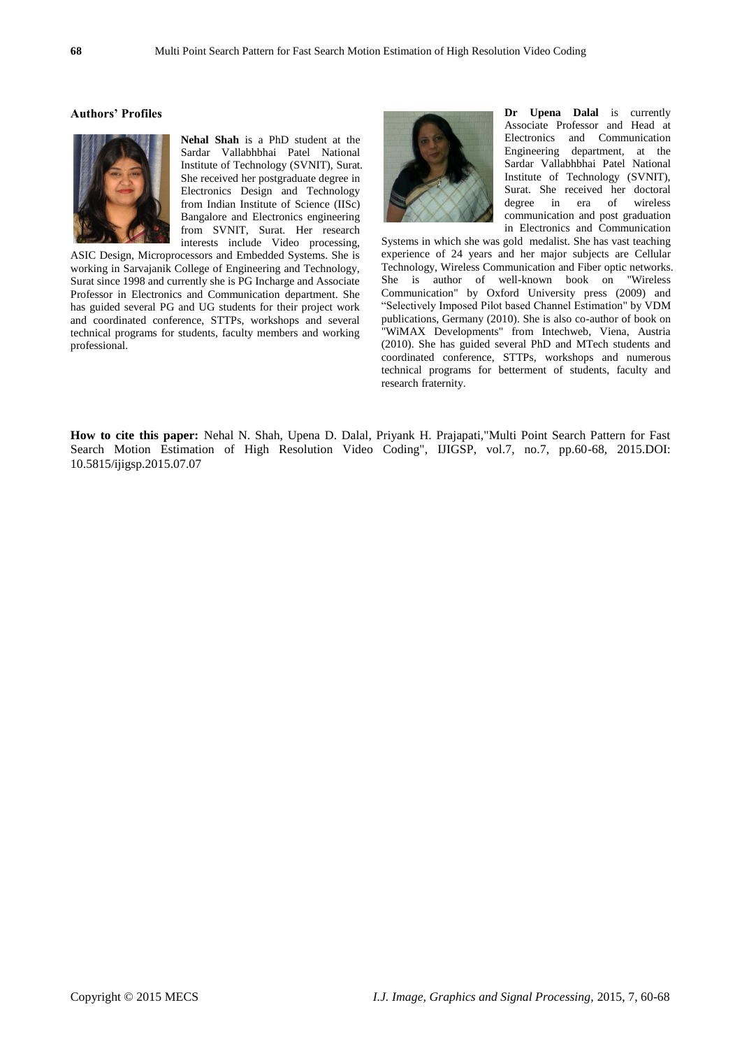### Authors' Profiles

**Nehal Shah** is a PhD student at the Sardar Vallabhbhai Patel National Institute of Technology (SVNIT), Surat. She received her postgraduate degree in Electronics Design and Technology from Indian Institute of Science (IISc) Bangalore and Electronics engineering from SVNIT, Surat. Her research interests include Video processing, ASIC Design, Microprocessors and Embedded Systems. She is working in Sarvajanik College of Engineering and Technology, Surat since 1998 and currently she is PG Incharge and Associate Professor in Electronics and Communication department. She has guided several PG and UG students for their project work and coordinated conference, STTPs, workshops and several technical programs for students, faculty members and working professional.

**Dr Upena Dalal** is currently Associate Professor and Head at Electronics and Communication Engineering department, at the Sardar Vallabhbhai Patel National Institute of Technology (SVNIT), Surat. She received her doctoral degree in era of wireless communication and post graduation in Electronics and Communication Systems in which she was gold medalist. She has vast teaching experience of 24 years and her major subjects are Cellular Technology, Wireless Communication and Fiber optic networks. She is author of well-known book on "Wireless Communication" by Oxford University press (2009) and "Selectively Imposed Pilot based Channel Estimation" by VDM publications, Germany (2010). She is also co-author of book on "WiMAX Developments" from Intechweb, Viena, Austria (2010). She has guided several PhD and MTech students and coordinated conference, STTPs, workshops and numerous technical programs for betterment of students, faculty and research fraternity.

**How to cite this paper:** Nehal N. Shah, Upena D. Dalal, Priyank H. Prajapati,"Multi Point Search Pattern for Fast Search Motion Estimation of High Resolution Video Coding", IJIGSP, vol.7, no.7, pp.60-68, 2015.DOI: 10.5815/ijigsp.2015.07.07